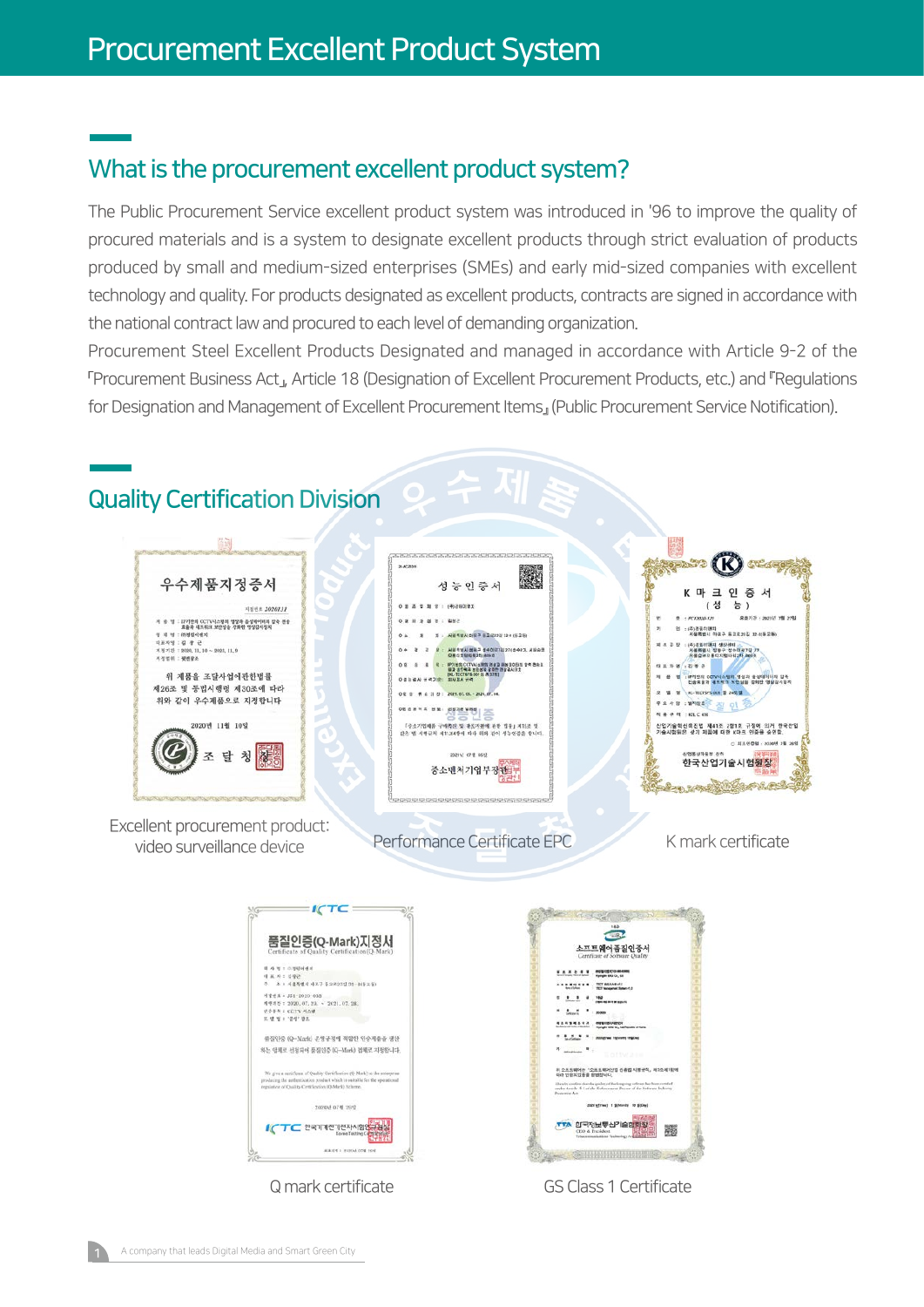# Procurement Excellent Product System

## What is the procurement excellent product system?

The Public Procurement Service excellent product system was introduced in '96 to improve the quality of procured materials and is a system to designate excellent products through strict evaluation of products produced by small and medium-sized enterprises (SMEs) and early mid-sized companies with excellent technology and quality. For products designated as excellent products, contracts are signed in accordance with the national contract law and procured to each level of demanding organization.
Procurement Steel Excellent Products Designated and managed in accordance with Article 9-2 of the 「Procurement Business Act」, Article 18 (Designation of Excellent Procurement Products, etc.) and 『Regulations for Designation and Management of Excellent Procurement Items』(Public Procurement Service Notification).

## Quality Certification Division

Excellent procurement product: video surveillance device

Performance Certificate EPC

K mark certificate

Q mark certificate

GS Class 1 Certificate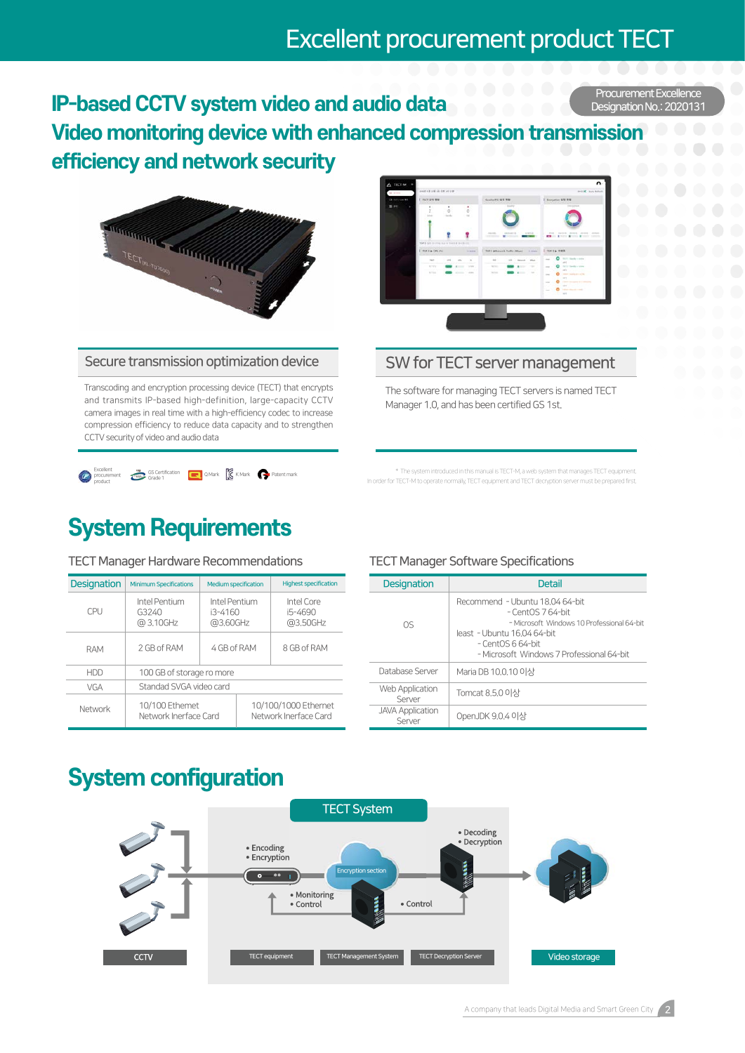# Excellent procurement product TECT

Procurement Excellence
Designation No.: 2020131

## IP-based CCTV system video and audio data Video monitoring device with enhanced compression transmission efficiency and network security

### Secure transmission optimization device

Transcoding and encryption processing device (TECT) that encrypts and transmits IP-based high-definition, large-capacity CCTV camera images in real time with a high-efficiency codec to increase compression efficiency to reduce data capacity and to strengthen CCTV security of video and audio data

Excellent procurement product · GS Certification Grade 1 · Q Mark · K Mark · Patent mark

### SW for TECT server management

The software for managing TECT servers is named TECT Manager 1.0, and has been certified GS 1st.

* The system introduced in this manual is TECT-M, a web system that manages TECT equipment. In order for TECT-M to operate normally, TECT equipment and TECT decryption server must be prepared first.

## System Requirements

### TECT Manager Hardware Recommendations

| Designation | Minimum Specifications | Medium specification | Highest specification |
|---|---|---|---|
| CPU | Intel Pentium G3240 @ 3.10GHz | Intel Pentium i3-4160 @3.60GHz | Intel Core i5-4690 @3.50GHz |
| RAM | 2 GB of RAM | 4 GB of RAM | 8 GB of RAM |
| HDD | 100 GB of storage ro more | | |
| VGA | Standad SVGA video card | | |
| Network | 10/100 Ethernet Network Inerface Card | 10/100/1000 Ethernet Network Inerface Card | |

### TECT Manager Software Specifications

| Designation | Detail |
|---|---|
| OS | Recommend - Ubuntu 18.04 64-bit<br>- CentOS 7 64-bit<br>- Microsoft Windows 10 Professional 64-bit<br>least - Ubuntu 16.04 64-bit<br>- CentOS 6 64-bit<br>- Microsoft Windows 7 Professional 64-bit |
| Database Server | Maria DB 10.0.10 이상 |
| Web Application Server | Tomcat 8.5.0 이상 |
| JAVA Application Server | OpenJDK 9.0.4 이상 |

## System configuration

TECT System

• Encoding
• Encryption

Encryption section

• Decoding
• Decryption

• Monitoring
• Control

• Control

CCTV

TECT equipment

TECT Management System

TECT Decryption Server

Video storage